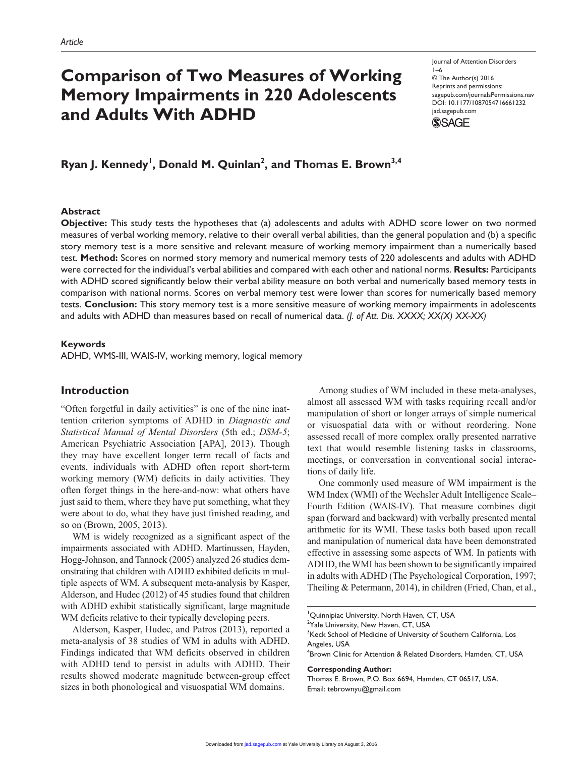Article

# Comparison of Two Measures of Working Memory Impairments in 220 Adolescents and Adults With ADHD

Journal of Attention Disorders
1–6
© The Author(s) 2016
Reprints and permissions:
sagepub.com/journalsPermissions.nav
DOI: 10.1177/1087054716661232
jad.sagepub.com

**Ryan J. Kennedy[1], Donald M. Quinlan[2], and Thomas E. Brown[3,4]**

## Abstract

**Objective:** This study tests the hypotheses that (a) adolescents and adults with ADHD score lower on two normed measures of verbal working memory, relative to their overall verbal abilities, than the general population and (b) a specific story memory test is a more sensitive and relevant measure of working memory impairment than a numerically based test. **Method:** Scores on normed story memory and numerical memory tests of 220 adolescents and adults with ADHD were corrected for the individual's verbal abilities and compared with each other and national norms. **Results:** Participants with ADHD scored significantly below their verbal ability measure on both verbal and numerically based memory tests in comparison with national norms. Scores on verbal memory test were lower than scores for numerically based memory tests. **Conclusion:** This story memory test is a more sensitive measure of working memory impairments in adolescents and adults with ADHD than measures based on recall of numerical data. *(J. of Att. Dis. XXXX; XX(X) XX-XX)*

### Keywords

ADHD, WMS-III, WAIS-IV, working memory, logical memory

## Introduction

"Often forgetful in daily activities" is one of the nine inattention criterion symptoms of ADHD in *Diagnostic and Statistical Manual of Mental Disorders* (5th ed.; *DSM-5*; American Psychiatric Association [APA], 2013). Though they may have excellent longer term recall of facts and events, individuals with ADHD often report short-term working memory (WM) deficits in daily activities. They often forget things in the here-and-now: what others have just said to them, where they have put something, what they were about to do, what they have just finished reading, and so on (Brown, 2005, 2013).

WM is widely recognized as a significant aspect of the impairments associated with ADHD. Martinussen, Hayden, Hogg-Johnson, and Tannock (2005) analyzed 26 studies demonstrating that children with ADHD exhibited deficits in multiple aspects of WM. A subsequent meta-analysis by Kasper, Alderson, and Hudec (2012) of 45 studies found that children with ADHD exhibit statistically significant, large magnitude WM deficits relative to their typically developing peers.

Alderson, Kasper, Hudec, and Patros (2013), reported a meta-analysis of 38 studies of WM in adults with ADHD. Findings indicated that WM deficits observed in children with ADHD tend to persist in adults with ADHD. Their results showed moderate magnitude between-group effect sizes in both phonological and visuospatial WM domains.

Among studies of WM included in these meta-analyses, almost all assessed WM with tasks requiring recall and/or manipulation of short or longer arrays of simple numerical or visuospatial data with or without reordering. None assessed recall of more complex orally presented narrative text that would resemble listening tasks in classrooms, meetings, or conversation in conventional social interactions of daily life.

One commonly used measure of WM impairment is the WM Index (WMI) of the Wechsler Adult Intelligence Scale–Fourth Edition (WAIS-IV). That measure combines digit span (forward and backward) with verbally presented mental arithmetic for its WMI. These tasks both based upon recall and manipulation of numerical data have been demonstrated effective in assessing some aspects of WM. In patients with ADHD, the WMI has been shown to be significantly impaired in adults with ADHD (The Psychological Corporation, 1997; Theiling & Petermann, 2014), in children (Fried, Chan, et al.,

[1]Quinnipiac University, North Haven, CT, USA
[2]Yale University, New Haven, CT, USA
[3]Keck School of Medicine of University of Southern California, Los Angeles, USA
[4]Brown Clinic for Attention & Related Disorders, Hamden, CT, USA

**Corresponding Author:**
Thomas E. Brown, P.O. Box 6694, Hamden, CT 06517, USA.
Email: tebrownyu@gmail.com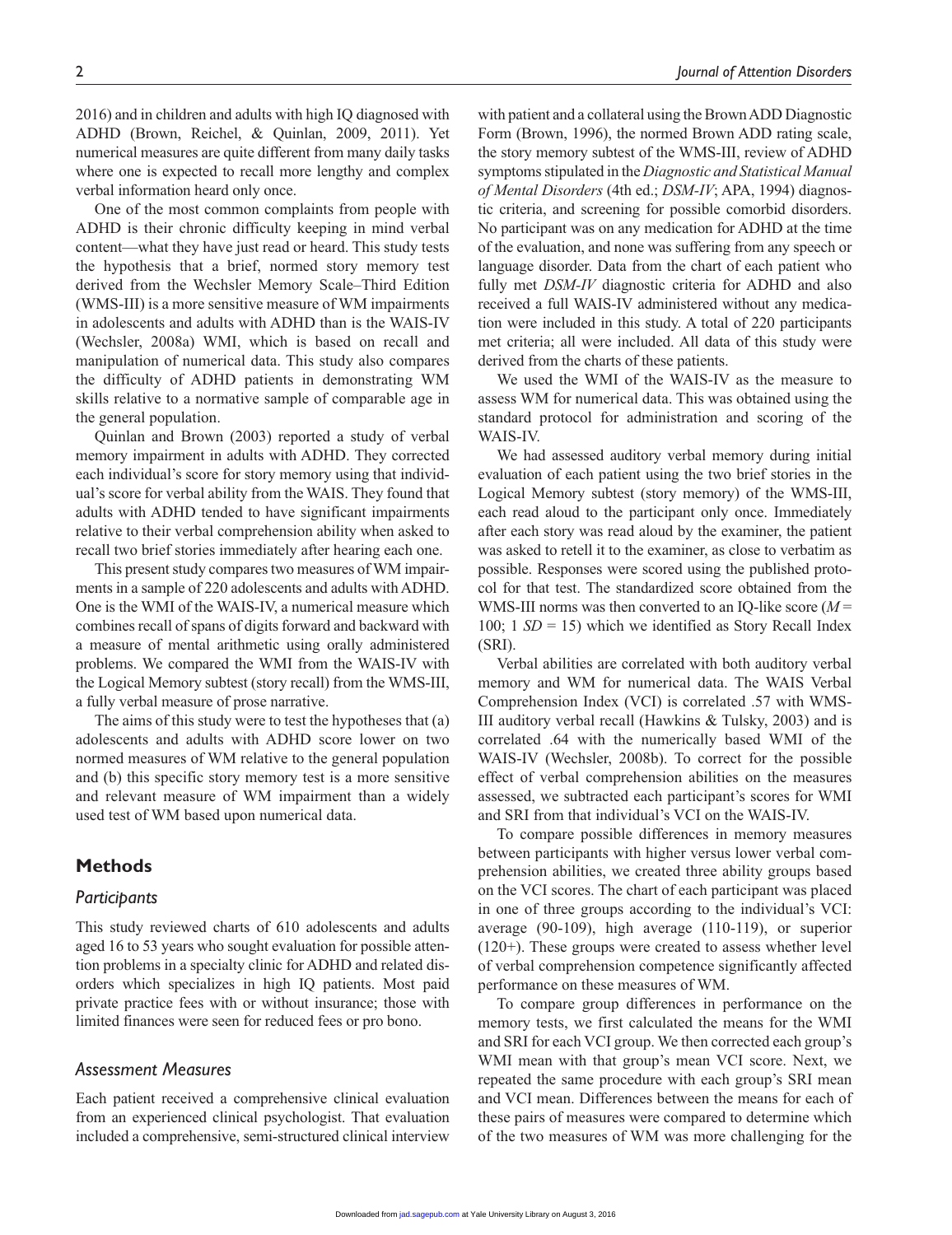2016) and in children and adults with high IQ diagnosed with ADHD (Brown, Reichel, & Quinlan, 2009, 2011). Yet numerical measures are quite different from many daily tasks where one is expected to recall more lengthy and complex verbal information heard only once.

One of the most common complaints from people with ADHD is their chronic difficulty keeping in mind verbal content—what they have just read or heard. This study tests the hypothesis that a brief, normed story memory test derived from the Wechsler Memory Scale–Third Edition (WMS-III) is a more sensitive measure of WM impairments in adolescents and adults with ADHD than is the WAIS-IV (Wechsler, 2008a) WMI, which is based on recall and manipulation of numerical data. This study also compares the difficulty of ADHD patients in demonstrating WM skills relative to a normative sample of comparable age in the general population.

Quinlan and Brown (2003) reported a study of verbal memory impairment in adults with ADHD. They corrected each individual's score for story memory using that individual's score for verbal ability from the WAIS. They found that adults with ADHD tended to have significant impairments relative to their verbal comprehension ability when asked to recall two brief stories immediately after hearing each one.

This present study compares two measures of WM impairments in a sample of 220 adolescents and adults with ADHD. One is the WMI of the WAIS-IV, a numerical measure which combines recall of spans of digits forward and backward with a measure of mental arithmetic using orally administered problems. We compared the WMI from the WAIS-IV with the Logical Memory subtest (story recall) from the WMS-III, a fully verbal measure of prose narrative.

The aims of this study were to test the hypotheses that (a) adolescents and adults with ADHD score lower on two normed measures of WM relative to the general population and (b) this specific story memory test is a more sensitive and relevant measure of WM impairment than a widely used test of WM based upon numerical data.

## Methods

### Participants

This study reviewed charts of 610 adolescents and adults aged 16 to 53 years who sought evaluation for possible attention problems in a specialty clinic for ADHD and related disorders which specializes in high IQ patients. Most paid private practice fees with or without insurance; those with limited finances were seen for reduced fees or pro bono.

### Assessment Measures

Each patient received a comprehensive clinical evaluation from an experienced clinical psychologist. That evaluation included a comprehensive, semi-structured clinical interview with patient and a collateral using the Brown ADD Diagnostic Form (Brown, 1996), the normed Brown ADD rating scale, the story memory subtest of the WMS-III, review of ADHD symptoms stipulated in the *Diagnostic and Statistical Manual of Mental Disorders* (4th ed.; *DSM-IV*; APA, 1994) diagnostic criteria, and screening for possible comorbid disorders. No participant was on any medication for ADHD at the time of the evaluation, and none was suffering from any speech or language disorder. Data from the chart of each patient who fully met *DSM-IV* diagnostic criteria for ADHD and also received a full WAIS-IV administered without any medication were included in this study. A total of 220 participants met criteria; all were included. All data of this study were derived from the charts of these patients.

We used the WMI of the WAIS-IV as the measure to assess WM for numerical data. This was obtained using the standard protocol for administration and scoring of the WAIS-IV.

We had assessed auditory verbal memory during initial evaluation of each patient using the two brief stories in the Logical Memory subtest (story memory) of the WMS-III, each read aloud to the participant only once. Immediately after each story was read aloud by the examiner, the patient was asked to retell it to the examiner, as close to verbatim as possible. Responses were scored using the published protocol for that test. The standardized score obtained from the WMS-III norms was then converted to an IQ-like score ($M$ = 100; 1 $SD$ = 15) which we identified as Story Recall Index (SRI).

Verbal abilities are correlated with both auditory verbal memory and WM for numerical data. The WAIS Verbal Comprehension Index (VCI) is correlated .57 with WMS-III auditory verbal recall (Hawkins & Tulsky, 2003) and is correlated .64 with the numerically based WMI of the WAIS-IV (Wechsler, 2008b). To correct for the possible effect of verbal comprehension abilities on the measures assessed, we subtracted each participant's scores for WMI and SRI from that individual's VCI on the WAIS-IV.

To compare possible differences in memory measures between participants with higher versus lower verbal comprehension abilities, we created three ability groups based on the VCI scores. The chart of each participant was placed in one of three groups according to the individual's VCI: average (90-109), high average (110-119), or superior (120+). These groups were created to assess whether level of verbal comprehension competence significantly affected performance on these measures of WM.

To compare group differences in performance on the memory tests, we first calculated the means for the WMI and SRI for each VCI group. We then corrected each group's WMI mean with that group's mean VCI score. Next, we repeated the same procedure with each group's SRI mean and VCI mean. Differences between the means for each of these pairs of measures were compared to determine which of the two measures of WM was more challenging for the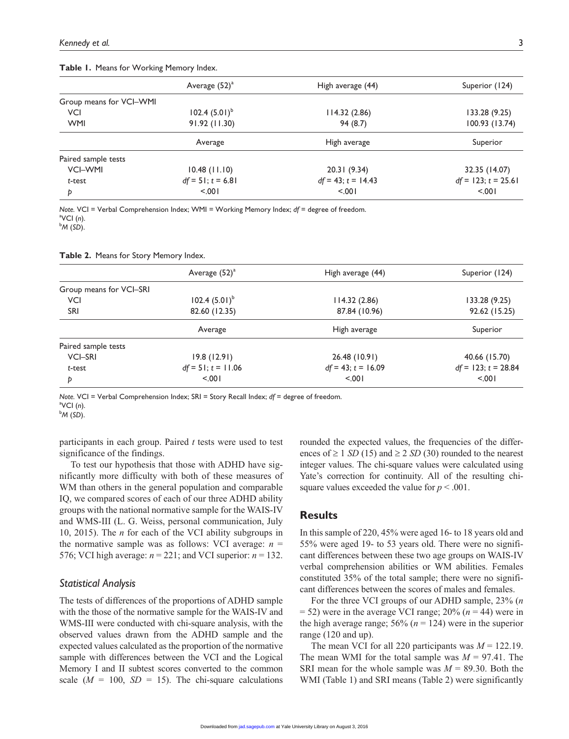**Table 1.** Means for Working Memory Index.

| | Average (52)[a] | High average (44) | Superior (124) |
|---|---|---|---|
| Group means for VCI–WMI | | | |
| VCI | 102.4 (5.01)[b] | 114.32 (2.86) | 133.28 (9.25) |
| WMI | 91.92 (11.30) | 94 (8.7) | 100.93 (13.74) |
| | Average | High average | Superior |
| Paired sample tests | | | |
| VCI–WMI | 10.48 (11.10) | 20.31 (9.34) | 32.35 (14.07) |
| *t*-test | $df = 51$; $t = 6.81$ | $df = 43$; $t = 14.43$ | $df = 123$; $t = 25.61$ |
| *p* | <.001 | <.001 | <.001 |

*Note.* VCI = Verbal Comprehension Index; WMI = Working Memory Index; *df* = degree of freedom.
[a]VCI (*n*).
[b]*M* (*SD*).

**Table 2.** Means for Story Memory Index.

| | Average (52)[a] | High average (44) | Superior (124) |
|---|---|---|---|
| Group means for VCI–SRI | | | |
| VCI | 102.4 (5.01)[b] | 114.32 (2.86) | 133.28 (9.25) |
| SRI | 82.60 (12.35) | 87.84 (10.96) | 92.62 (15.25) |
| | Average | High average | Superior |
| Paired sample tests | | | |
| VCI–SRI | 19.8 (12.91) | 26.48 (10.91) | 40.66 (15.70) |
| *t*-test | $df = 51$; $t = 11.06$ | $df = 43$; $t = 16.09$ | $df = 123$; $t = 28.84$ |
| *p* | <.001 | <.001 | <.001 |

*Note.* VCI = Verbal Comprehension Index; SRI = Story Recall Index; *df* = degree of freedom.
[a]VCI (*n*).
[b]*M* (*SD*).

participants in each group. Paired *t* tests were used to test significance of the findings.

To test our hypothesis that those with ADHD have significantly more difficulty with both of these measures of WM than others in the general population and comparable IQ, we compared scores of each of our three ADHD ability groups with the national normative sample for the WAIS-IV and WMS-III (L. G. Weiss, personal communication, July 10, 2015). The *n* for each of the VCI ability subgroups in the normative sample was as follows: VCI average: $n = 576$; VCI high average: $n = 221$; and VCI superior: $n = 132$.

### Statistical Analysis

The tests of differences of the proportions of ADHD sample with the those of the normative sample for the WAIS-IV and WMS-III were conducted with chi-square analysis, with the observed values drawn from the ADHD sample and the expected values calculated as the proportion of the normative sample with differences between the VCI and the Logical Memory I and II subtest scores converted to the common scale ($M = 100$, $SD = 15$). The chi-square calculations rounded the expected values, the frequencies of the differences of ≥ 1 *SD* (15) and ≥ 2 *SD* (30) rounded to the nearest integer values. The chi-square values were calculated using Yate's correction for continuity. All of the resulting chi-square values exceeded the value for $p < .001$.

## Results

In this sample of 220, 45% were aged 16- to 18 years old and 55% were aged 19- to 53 years old. There were no significant differences between these two age groups on WAIS-IV verbal comprehension abilities or WM abilities. Females constituted 35% of the total sample; there were no significant differences between the scores of males and females.

For the three VCI groups of our ADHD sample, 23% ($n = 52$) were in the average VCI range; 20% ($n = 44$) were in the high average range; 56% ($n = 124$) were in the superior range (120 and up).

The mean VCI for all 220 participants was $M = 122.19$. The mean WMI for the total sample was $M = 97.41$. The SRI mean for the whole sample was $M = 89.30$. Both the WMI (Table 1) and SRI means (Table 2) were significantly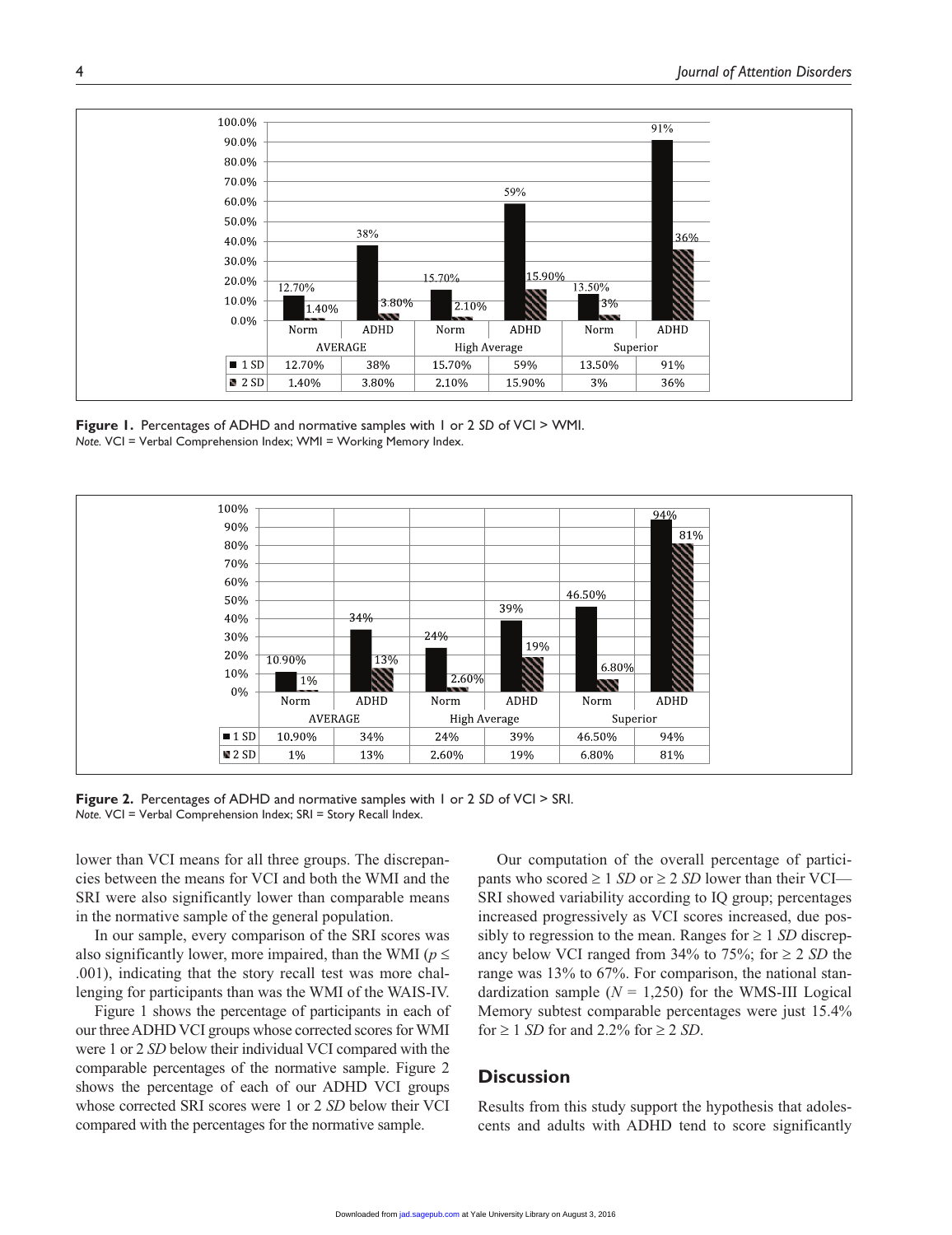| | AVERAGE | | High Average | | Superior | |
|---|---|---|---|---|---|---|
| | Norm | ADHD | Norm | ADHD | Norm | ADHD |
| 1 SD | 12.70% | 38% | 15.70% | 59% | 13.50% | 91% |
| 2 SD | 1.40% | 3.80% | 2.10% | 15.90% | 3% | 36% |

**Figure 1.** Percentages of ADHD and normative samples with 1 or 2 *SD* of VCI > WMI.
*Note.* VCI = Verbal Comprehension Index; WMI = Working Memory Index.

| | AVERAGE | | High Average | | Superior | |
|---|---|---|---|---|---|---|
| | Norm | ADHD | Norm | ADHD | Norm | ADHD |
| 1 SD | 10.90% | 34% | 24% | 39% | 46.50% | 94% |
| 2 SD | 1% | 13% | 2.60% | 19% | 6.80% | 81% |

**Figure 2.** Percentages of ADHD and normative samples with 1 or 2 *SD* of VCI > SRI.
*Note.* VCI = Verbal Comprehension Index; SRI = Story Recall Index.

lower than VCI means for all three groups. The discrepancies between the means for VCI and both the WMI and the SRI were also significantly lower than comparable means in the normative sample of the general population.

In our sample, every comparison of the SRI scores was also significantly lower, more impaired, than the WMI ($p \leq .001$), indicating that the story recall test was more challenging for participants than was the WMI of the WAIS-IV.

Figure 1 shows the percentage of participants in each of our three ADHD VCI groups whose corrected scores for WMI were 1 or 2 *SD* below their individual VCI compared with the comparable percentages of the normative sample. Figure 2 shows the percentage of each of our ADHD VCI groups whose corrected SRI scores were 1 or 2 *SD* below their VCI compared with the percentages for the normative sample.

Our computation of the overall percentage of participants who scored ≥ 1 *SD* or ≥ 2 *SD* lower than their VCI—SRI showed variability according to IQ group; percentages increased progressively as VCI scores increased, due possibly to regression to the mean. Ranges for ≥ 1 *SD* discrepancy below VCI ranged from 34% to 75%; for ≥ 2 *SD* the range was 13% to 67%. For comparison, the national standardization sample ($N = 1{,}250$) for the WMS-III Logical Memory subtest comparable percentages were just 15.4% for ≥ 1 *SD* for and 2.2% for ≥ 2 *SD*.

## Discussion

Results from this study support the hypothesis that adolescents and adults with ADHD tend to score significantly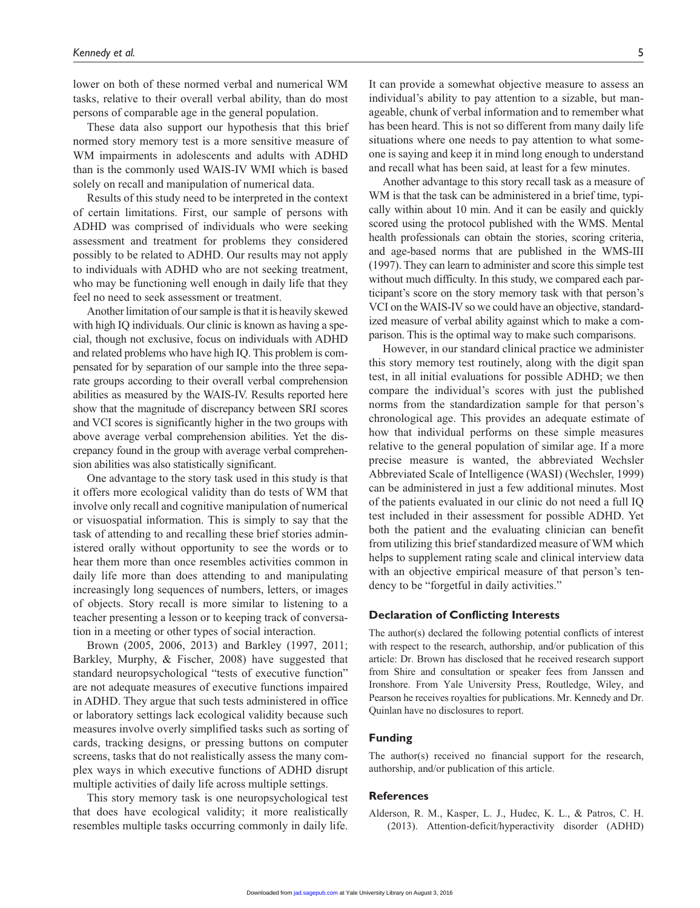lower on both of these normed verbal and numerical WM tasks, relative to their overall verbal ability, than do most persons of comparable age in the general population.

These data also support our hypothesis that this brief normed story memory test is a more sensitive measure of WM impairments in adolescents and adults with ADHD than is the commonly used WAIS-IV WMI which is based solely on recall and manipulation of numerical data.

Results of this study need to be interpreted in the context of certain limitations. First, our sample of persons with ADHD was comprised of individuals who were seeking assessment and treatment for problems they considered possibly to be related to ADHD. Our results may not apply to individuals with ADHD who are not seeking treatment, who may be functioning well enough in daily life that they feel no need to seek assessment or treatment.

Another limitation of our sample is that it is heavily skewed with high IQ individuals. Our clinic is known as having a special, though not exclusive, focus on individuals with ADHD and related problems who have high IQ. This problem is compensated for by separation of our sample into the three separate groups according to their overall verbal comprehension abilities as measured by the WAIS-IV. Results reported here show that the magnitude of discrepancy between SRI scores and VCI scores is significantly higher in the two groups with above average verbal comprehension abilities. Yet the discrepancy found in the group with average verbal comprehension abilities was also statistically significant.

One advantage to the story task used in this study is that it offers more ecological validity than do tests of WM that involve only recall and cognitive manipulation of numerical or visuospatial information. This is simply to say that the task of attending to and recalling these brief stories administered orally without opportunity to see the words or to hear them more than once resembles activities common in daily life more than does attending to and manipulating increasingly long sequences of numbers, letters, or images of objects. Story recall is more similar to listening to a teacher presenting a lesson or to keeping track of conversation in a meeting or other types of social interaction.

Brown (2005, 2006, 2013) and Barkley (1997, 2011; Barkley, Murphy, & Fischer, 2008) have suggested that standard neuropsychological "tests of executive function" are not adequate measures of executive functions impaired in ADHD. They argue that such tests administered in office or laboratory settings lack ecological validity because such measures involve overly simplified tasks such as sorting of cards, tracking designs, or pressing buttons on computer screens, tasks that do not realistically assess the many complex ways in which executive functions of ADHD disrupt multiple activities of daily life across multiple settings.

This story memory task is one neuropsychological test that does have ecological validity; it more realistically resembles multiple tasks occurring commonly in daily life. It can provide a somewhat objective measure to assess an individual's ability to pay attention to a sizable, but manageable, chunk of verbal information and to remember what has been heard. This is not so different from many daily life situations where one needs to pay attention to what someone is saying and keep it in mind long enough to understand and recall what has been said, at least for a few minutes.

Another advantage to this story recall task as a measure of WM is that the task can be administered in a brief time, typically within about 10 min. And it can be easily and quickly scored using the protocol published with the WMS. Mental health professionals can obtain the stories, scoring criteria, and age-based norms that are published in the WMS-III (1997). They can learn to administer and score this simple test without much difficulty. In this study, we compared each participant's score on the story memory task with that person's VCI on the WAIS-IV so we could have an objective, standardized measure of verbal ability against which to make a comparison. This is the optimal way to make such comparisons.

However, in our standard clinical practice we administer this story memory test routinely, along with the digit span test, in all initial evaluations for possible ADHD; we then compare the individual's scores with just the published norms from the standardization sample for that person's chronological age. This provides an adequate estimate of how that individual performs on these simple measures relative to the general population of similar age. If a more precise measure is wanted, the abbreviated Wechsler Abbreviated Scale of Intelligence (WASI) (Wechsler, 1999) can be administered in just a few additional minutes. Most of the patients evaluated in our clinic do not need a full IQ test included in their assessment for possible ADHD. Yet both the patient and the evaluating clinician can benefit from utilizing this brief standardized measure of WM which helps to supplement rating scale and clinical interview data with an objective empirical measure of that person's tendency to be "forgetful in daily activities."

## Declaration of Conflicting Interests

The author(s) declared the following potential conflicts of interest with respect to the research, authorship, and/or publication of this article: Dr. Brown has disclosed that he received research support from Shire and consultation or speaker fees from Janssen and Ironshore. From Yale University Press, Routledge, Wiley, and Pearson he receives royalties for publications. Mr. Kennedy and Dr. Quinlan have no disclosures to report.

## Funding

The author(s) received no financial support for the research, authorship, and/or publication of this article.

## References

Alderson, R. M., Kasper, L. J., Hudec, K. L., & Patros, C. H. (2013). Attention-deficit/hyperactivity disorder (ADHD)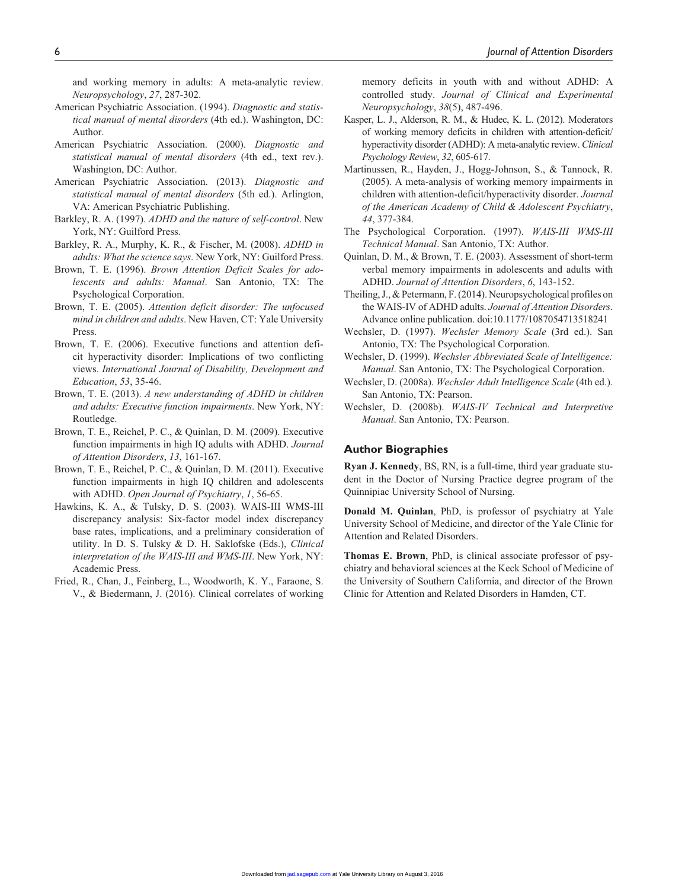and working memory in adults: A meta-analytic review. *Neuropsychology*, *27*, 287-302.

American Psychiatric Association. (1994). *Diagnostic and statistical manual of mental disorders* (4th ed.). Washington, DC: Author.

American Psychiatric Association. (2000). *Diagnostic and statistical manual of mental disorders* (4th ed., text rev.). Washington, DC: Author.

American Psychiatric Association. (2013). *Diagnostic and statistical manual of mental disorders* (5th ed.). Arlington, VA: American Psychiatric Publishing.

Barkley, R. A. (1997). *ADHD and the nature of self-control*. New York, NY: Guilford Press.

Barkley, R. A., Murphy, K. R., & Fischer, M. (2008). *ADHD in adults: What the science says*. New York, NY: Guilford Press.

Brown, T. E. (1996). *Brown Attention Deficit Scales for adolescents and adults: Manual*. San Antonio, TX: The Psychological Corporation.

Brown, T. E. (2005). *Attention deficit disorder: The unfocused mind in children and adults*. New Haven, CT: Yale University Press.

Brown, T. E. (2006). Executive functions and attention deficit hyperactivity disorder: Implications of two conflicting views. *International Journal of Disability, Development and Education*, *53*, 35-46.

Brown, T. E. (2013). *A new understanding of ADHD in children and adults: Executive function impairments*. New York, NY: Routledge.

Brown, T. E., Reichel, P. C., & Quinlan, D. M. (2009). Executive function impairments in high IQ adults with ADHD. *Journal of Attention Disorders*, *13*, 161-167.

Brown, T. E., Reichel, P. C., & Quinlan, D. M. (2011). Executive function impairments in high IQ children and adolescents with ADHD. *Open Journal of Psychiatry*, *1*, 56-65.

Hawkins, K. A., & Tulsky, D. S. (2003). WAIS-III WMS-III discrepancy analysis: Six-factor model index discrepancy base rates, implications, and a preliminary consideration of utility. In D. S. Tulsky & D. H. Saklofske (Eds.), *Clinical interpretation of the WAIS-III and WMS-III*. New York, NY: Academic Press.

Fried, R., Chan, J., Feinberg, L., Woodworth, K. Y., Faraone, S. V., & Biedermann, J. (2016). Clinical correlates of working memory deficits in youth with and without ADHD: A controlled study. *Journal of Clinical and Experimental Neuropsychology*, *38*(5), 487-496.

Kasper, L. J., Alderson, R. M., & Hudec, K. L. (2012). Moderators of working memory deficits in children with attention-deficit/hyperactivity disorder (ADHD): A meta-analytic review. *Clinical Psychology Review*, *32*, 605-617.

Martinussen, R., Hayden, J., Hogg-Johnson, S., & Tannock, R. (2005). A meta-analysis of working memory impairments in children with attention-deficit/hyperactivity disorder. *Journal of the American Academy of Child & Adolescent Psychiatry*, *44*, 377-384.

The Psychological Corporation. (1997). *WAIS-III WMS-III Technical Manual*. San Antonio, TX: Author.

Quinlan, D. M., & Brown, T. E. (2003). Assessment of short-term verbal memory impairments in adolescents and adults with ADHD. *Journal of Attention Disorders*, *6*, 143-152.

Theiling, J., & Petermann, F. (2014). Neuropsychological profiles on the WAIS-IV of ADHD adults. *Journal of Attention Disorders*. Advance online publication. doi:10.1177/1087054713518241

Wechsler, D. (1997). *Wechsler Memory Scale* (3rd ed.). San Antonio, TX: The Psychological Corporation.

Wechsler, D. (1999). *Wechsler Abbreviated Scale of Intelligence: Manual*. San Antonio, TX: The Psychological Corporation.

Wechsler, D. (2008a). *Wechsler Adult Intelligence Scale* (4th ed.). San Antonio, TX: Pearson.

Wechsler, D. (2008b). *WAIS-IV Technical and Interpretive Manual*. San Antonio, TX: Pearson.

## Author Biographies

**Ryan J. Kennedy**, BS, RN, is a full-time, third year graduate student in the Doctor of Nursing Practice degree program of the Quinnipiac University School of Nursing.

**Donald M. Quinlan**, PhD, is professor of psychiatry at Yale University School of Medicine, and director of the Yale Clinic for Attention and Related Disorders.

**Thomas E. Brown**, PhD, is clinical associate professor of psychiatry and behavioral sciences at the Keck School of Medicine of the University of Southern California, and director of the Brown Clinic for Attention and Related Disorders in Hamden, CT.